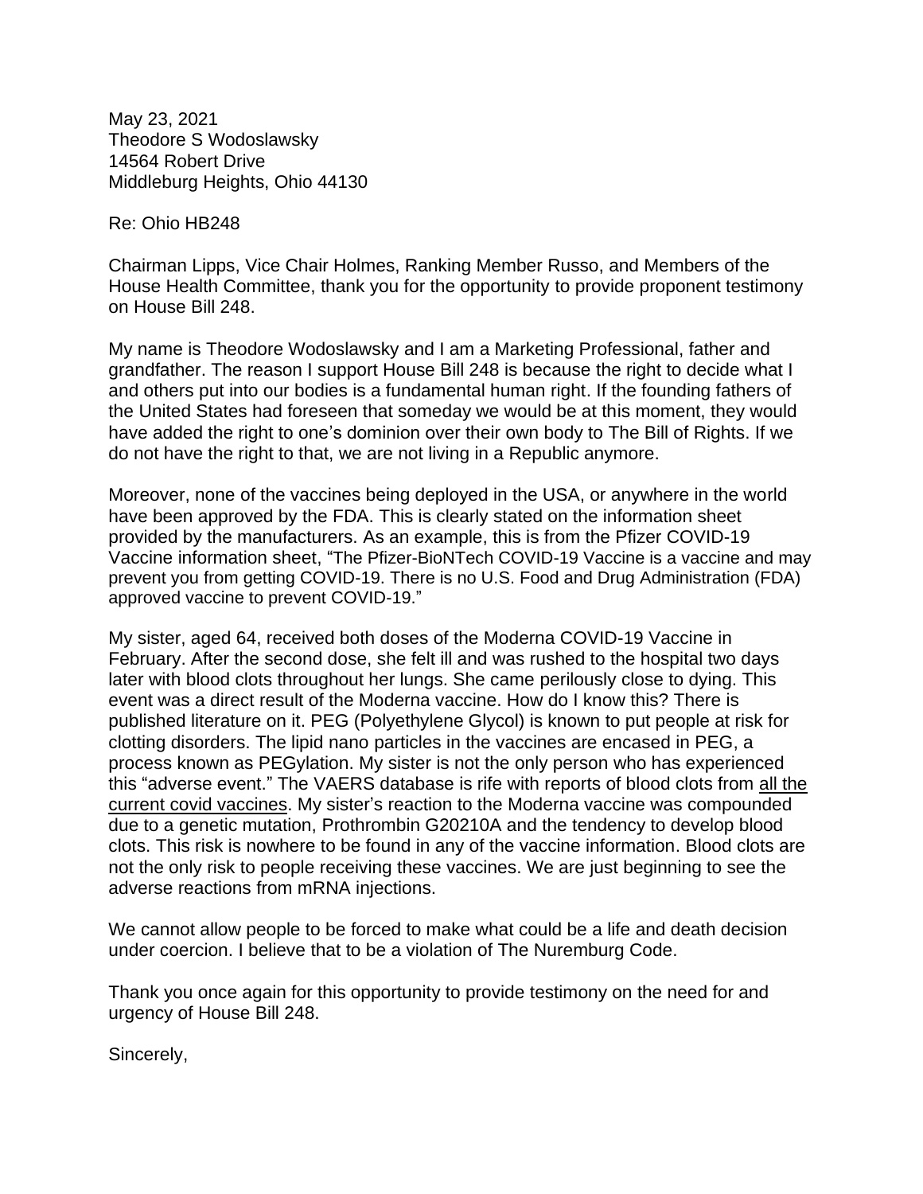May 23, 2021
Theodore S Wodoslawsky
14564 Robert Drive
Middleburg Heights, Ohio 44130

Re: Ohio HB248

Chairman Lipps, Vice Chair Holmes, Ranking Member Russo, and Members of the House Health Committee, thank you for the opportunity to provide proponent testimony on House Bill 248.

My name is Theodore Wodoslawsky and I am a Marketing Professional, father and grandfather. The reason I support House Bill 248 is because the right to decide what I and others put into our bodies is a fundamental human right. If the founding fathers of the United States had foreseen that someday we would be at this moment, they would have added the right to one's dominion over their own body to The Bill of Rights. If we do not have the right to that, we are not living in a Republic anymore.

Moreover, none of the vaccines being deployed in the USA, or anywhere in the world have been approved by the FDA. This is clearly stated on the information sheet provided by the manufacturers. As an example, this is from the Pfizer COVID-19 Vaccine information sheet, "The Pfizer-BioNTech COVID-19 Vaccine is a vaccine and may prevent you from getting COVID-19. There is no U.S. Food and Drug Administration (FDA) approved vaccine to prevent COVID-19."

My sister, aged 64, received both doses of the Moderna COVID-19 Vaccine in February. After the second dose, she felt ill and was rushed to the hospital two days later with blood clots throughout her lungs. She came perilously close to dying. This event was a direct result of the Moderna vaccine. How do I know this? There is published literature on it. PEG (Polyethylene Glycol) is known to put people at risk for clotting disorders. The lipid nano particles in the vaccines are encased in PEG, a process known as PEGylation. My sister is not the only person who has experienced this "adverse event." The VAERS database is rife with reports of blood clots from all the current covid vaccines. My sister's reaction to the Moderna vaccine was compounded due to a genetic mutation, Prothrombin G20210A and the tendency to develop blood clots. This risk is nowhere to be found in any of the vaccine information. Blood clots are not the only risk to people receiving these vaccines. We are just beginning to see the adverse reactions from mRNA injections.

We cannot allow people to be forced to make what could be a life and death decision under coercion. I believe that to be a violation of The Nuremburg Code.

Thank you once again for this opportunity to provide testimony on the need for and urgency of House Bill 248.

Sincerely,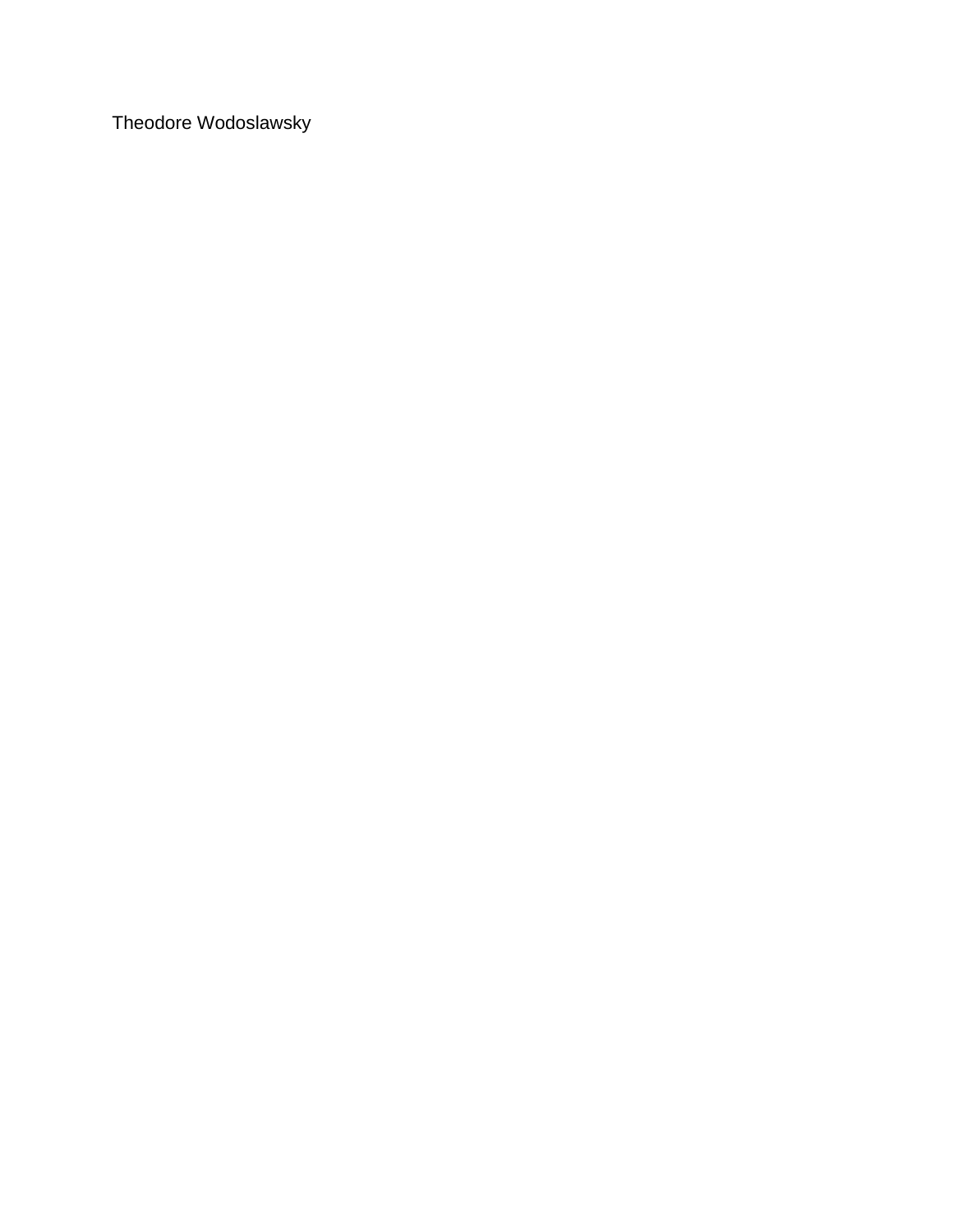Theodore Wodoslawsky